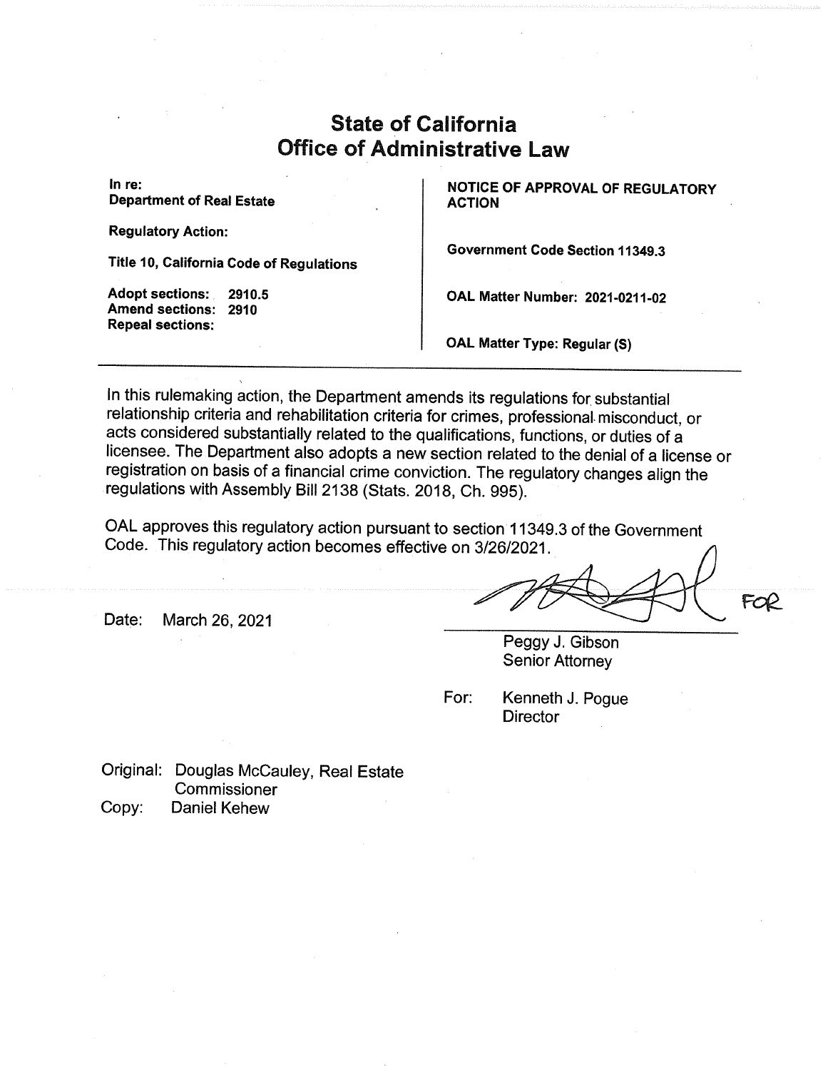# State of California
# Office of Administrative Law

| | |
|---|---|
| **In re:** <br> **Department of Real Estate** | **NOTICE OF APPROVAL OF REGULATORY ACTION** |
| **Regulatory Action:** | |
| **Title 10, California Code of Regulations** | **Government Code Section 11349.3** |
| **Adopt sections: 2910.5** <br> **Amend sections: 2910** <br> **Repeal sections:** | **OAL Matter Number: 2021-0211-02** |
| | **OAL Matter Type: Regular (S)** |

In this rulemaking action, the Department amends its regulations for substantial relationship criteria and rehabilitation criteria for crimes, professional misconduct, or acts considered substantially related to the qualifications, functions, or duties of a licensee. The Department also adopts a new section related to the denial of a license or registration on basis of a financial crime conviction. The regulatory changes align the regulations with Assembly Bill 2138 (Stats. 2018, Ch. 995).

OAL approves this regulatory action pursuant to section 11349.3 of the Government Code. This regulatory action becomes effective on 3/26/2021.

Date: March 26, 2021

FOR

Peggy J. Gibson
Senior Attorney

For: Kenneth J. Pogue
Director

Original: Douglas McCauley, Real Estate Commissioner
Copy: Daniel Kehew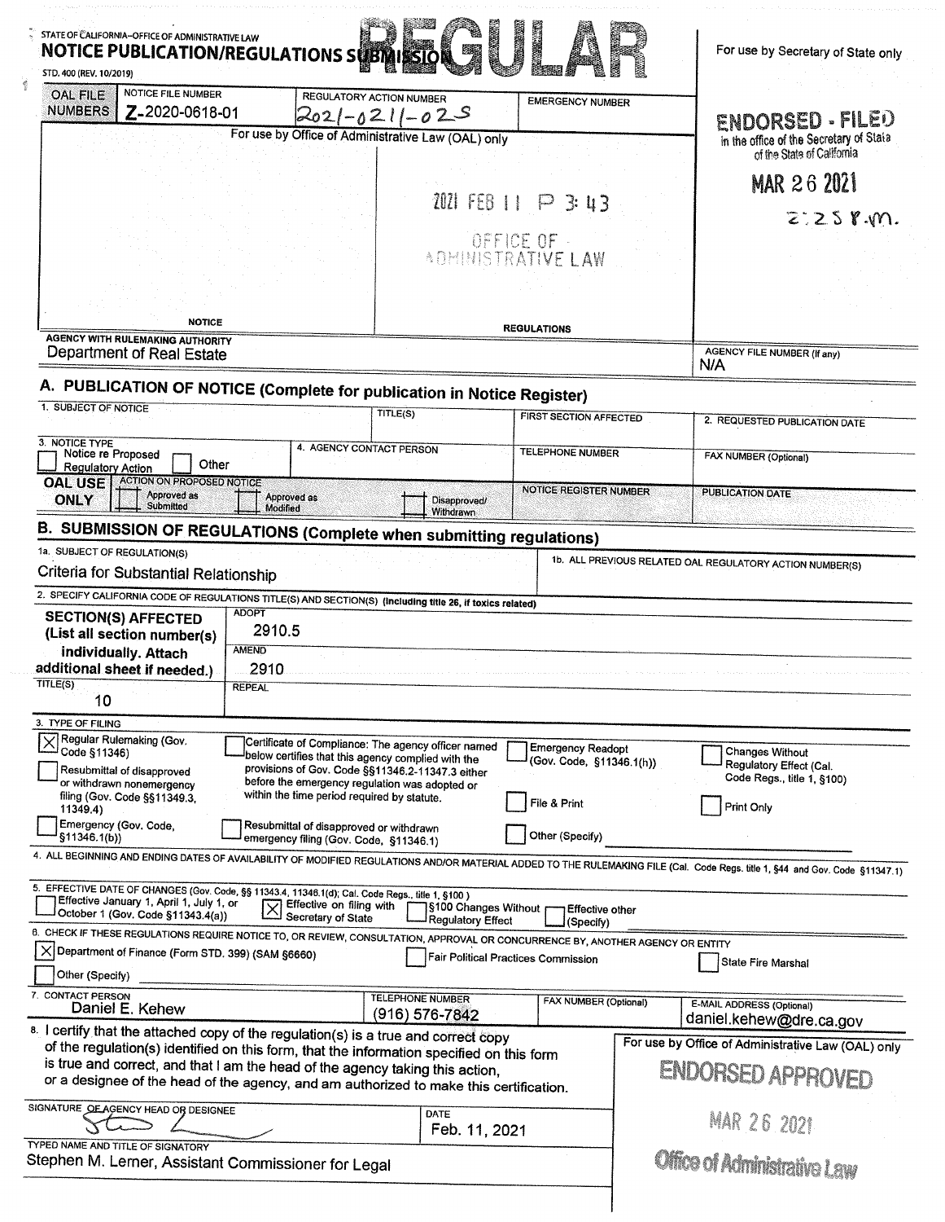STATE OF CALIFORNIA–OFFICE OF ADMINISTRATIVE LAW

# NOTICE PUBLICATION/REGULATIONS SUBMISSION

**REGULAR**

STD. 400 (REV. 10/2019)

For use by Secretary of State only

| OAL FILE NUMBERS | NOTICE FILE NUMBER | REGULATORY ACTION NUMBER | EMERGENCY NUMBER |
| --- | --- | --- | --- |
| | Z-2020-0618-01 | 2021-0211-02S | |

For use by Office of Administrative Law (OAL) only

2021 FEB 11 P 3:43

OFFICE OF ADMINISTRATIVE LAW

NOTICE | REGULATIONS

**ENDORSED - FILED**
in the office of the Secretary of State of the State of California

MAR 26 2021

2:25 P.M.

AGENCY WITH RULEMAKING AUTHORITY
Department of Real Estate

AGENCY FILE NUMBER (If any)
N/A

## A. PUBLICATION OF NOTICE (Complete for publication in Notice Register)

| 1. SUBJECT OF NOTICE | TITLE(S) | FIRST SECTION AFFECTED | 2. REQUESTED PUBLICATION DATE |
| --- | --- | --- | --- |
| | | | |

| 3. NOTICE TYPE | 4. AGENCY CONTACT PERSON | TELEPHONE NUMBER | FAX NUMBER (Optional) |
| --- | --- | --- | --- |
| ☐ Notice re Proposed Regulatory Action ☐ Other | | | |

| OAL USE ONLY | ACTION ON PROPOSED NOTICE | | | NOTICE REGISTER NUMBER | PUBLICATION DATE |
| --- | --- | --- | --- | --- | --- |
| | ☐ Approved as Submitted | ☐ Approved as Modified | ☐ Disapproved/ Withdrawn | | |

## B. SUBMISSION OF REGULATIONS (Complete when submitting regulations)

1a. SUBJECT OF REGULATION(S)
Criteria for Substantial Relationship

1b. ALL PREVIOUS RELATED OAL REGULATORY ACTION NUMBER(S)

2. SPECIFY CALIFORNIA CODE OF REGULATIONS TITLE(S) AND SECTION(S) (Including title 26, if toxics related)

| SECTION(S) AFFECTED (List all section number(s) individually. Attach additional sheet if needed.) | |
| --- | --- |
| ADOPT | 2910.5 |
| AMEND | 2910 |
| REPEAL | |
| TITLE(S) | 10 |

3. TYPE OF FILING

- ☒ Regular Rulemaking (Gov. Code §11346)
- ☐ Resubmittal of disapproved or withdrawn nonemergency filing (Gov. Code §§11349.3, 11349.4)
- ☐ Emergency (Gov. Code, §11346.1(b))
- ☐ Certificate of Compliance: The agency officer named below certifies that this agency complied with the provisions of Gov. Code §§11346.2-11347.3 either before the emergency regulation was adopted or within the time period required by statute.
- ☐ Resubmittal of disapproved or withdrawn emergency filing (Gov. Code, §11346.1)
- ☐ Emergency Readopt (Gov. Code, §11346.1(h))
- ☐ File & Print
- ☐ Other (Specify)
- ☐ Changes Without Regulatory Effect (Cal. Code Regs., title 1, §100)
- ☐ Print Only

4. ALL BEGINNING AND ENDING DATES OF AVAILABILITY OF MODIFIED REGULATIONS AND/OR MATERIAL ADDED TO THE RULEMAKING FILE (Cal. Code Regs. title 1, §44 and Gov. Code §11347.1)

5. EFFECTIVE DATE OF CHANGES (Gov. Code, §§ 11343.4, 11346.1(d); Cal. Code Regs., title 1, §100)

- ☐ Effective January 1, April 1, July 1, or October 1 (Gov. Code §11343.4(a))
- ☒ Effective on filing with Secretary of State
- ☐ §100 Changes Without Regulatory Effect
- ☐ Effective other (Specify)

6. CHECK IF THESE REGULATIONS REQUIRE NOTICE TO, OR REVIEW, CONSULTATION, APPROVAL OR CONCURRENCE BY, ANOTHER AGENCY OR ENTITY

- ☒ Department of Finance (Form STD. 399) (SAM §6660)
- ☐ Fair Political Practices Commission
- ☐ State Fire Marshal
- ☐ Other (Specify)

| 7. CONTACT PERSON | TELEPHONE NUMBER | FAX NUMBER (Optional) | E-MAIL ADDRESS (Optional) |
| --- | --- | --- | --- |
| Daniel E. Kehew | (916) 576-7842 | | daniel.kehew@dre.ca.gov |

8. I certify that the attached copy of the regulation(s) is a true and correct copy of the regulation(s) identified on this form, that the information specified on this form is true and correct, and that I am the head of the agency taking this action, or a designee of the head of the agency, and am authorized to make this certification.

SIGNATURE OF AGENCY HEAD OR DESIGNEE

DATE
Feb. 11, 2021

TYPED NAME AND TITLE OF SIGNATORY
Stephen M. Lerner, Assistant Commissioner for Legal

For use by Office of Administrative Law (OAL) only

**ENDORSED APPROVED**

MAR 26 2021

Office of Administrative Law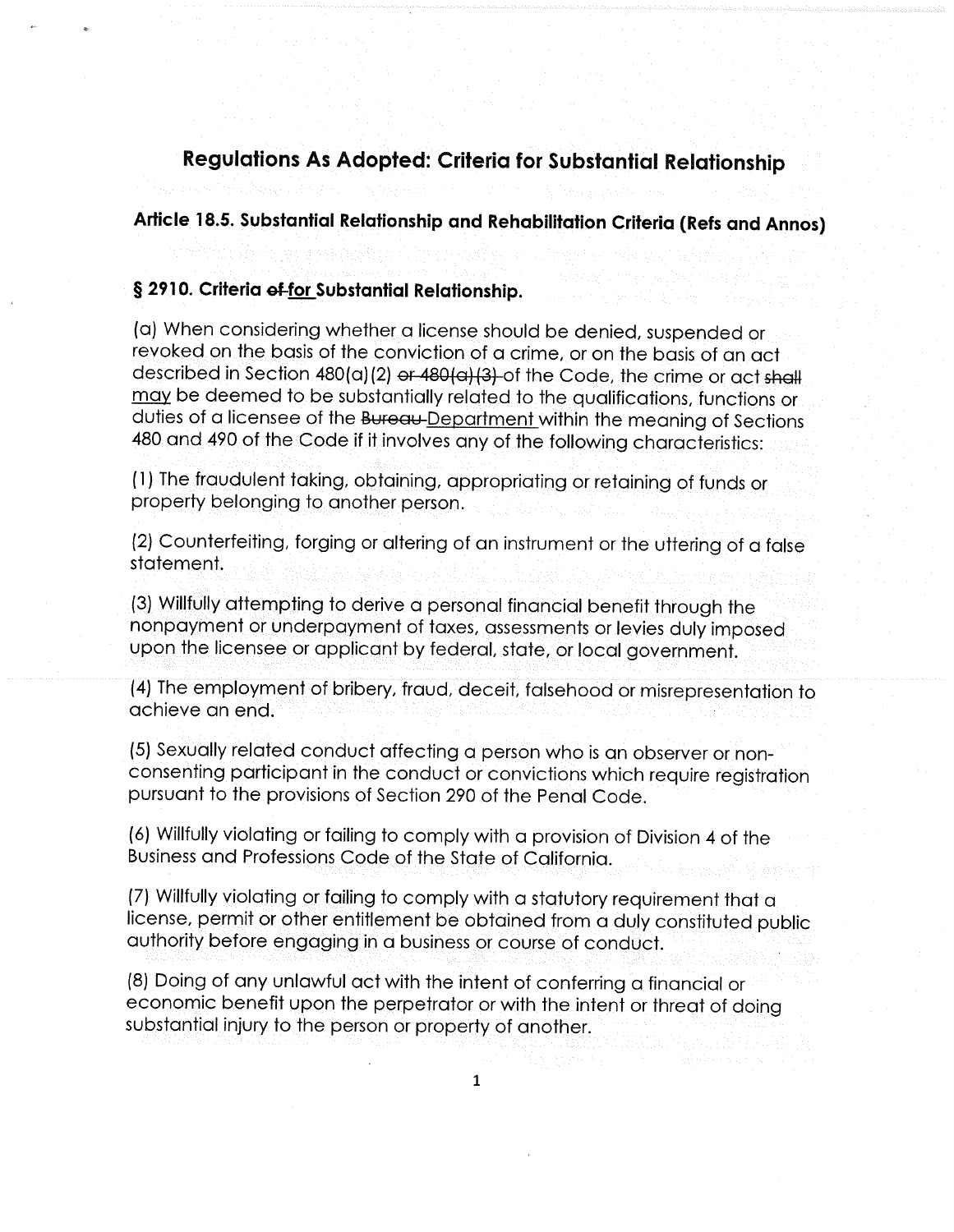# Regulations As Adopted: Criteria for Substantial Relationship

## Article 18.5. Substantial Relationship and Rehabilitation Criteria (Refs and Annos)

### § 2910. Criteria ~~of~~ <u>for</u> Substantial Relationship.

(a) When considering whether a license should be denied, suspended or revoked on the basis of the conviction of a crime, or on the basis of an act described in Section 480(a)(2) ~~or 480(a)(3)~~ of the Code, the crime or act ~~shall~~ <u>may</u> be deemed to be substantially related to the qualifications, functions or duties of a licensee of the ~~Bureau~~ <u>Department</u> within the meaning of Sections 480 and 490 of the Code if it involves any of the following characteristics:

(1) The fraudulent taking, obtaining, appropriating or retaining of funds or property belonging to another person.

(2) Counterfeiting, forging or altering of an instrument or the uttering of a false statement.

(3) Willfully attempting to derive a personal financial benefit through the nonpayment or underpayment of taxes, assessments or levies duly imposed upon the licensee or applicant by federal, state, or local government.

(4) The employment of bribery, fraud, deceit, falsehood or misrepresentation to achieve an end.

(5) Sexually related conduct affecting a person who is an observer or non-consenting participant in the conduct or convictions which require registration pursuant to the provisions of Section 290 of the Penal Code.

(6) Willfully violating or failing to comply with a provision of Division 4 of the Business and Professions Code of the State of California.

(7) Willfully violating or failing to comply with a statutory requirement that a license, permit or other entitlement be obtained from a duly constituted public authority before engaging in a business or course of conduct.

(8) Doing of any unlawful act with the intent of conferring a financial or economic benefit upon the perpetrator or with the intent or threat of doing substantial injury to the person or property of another.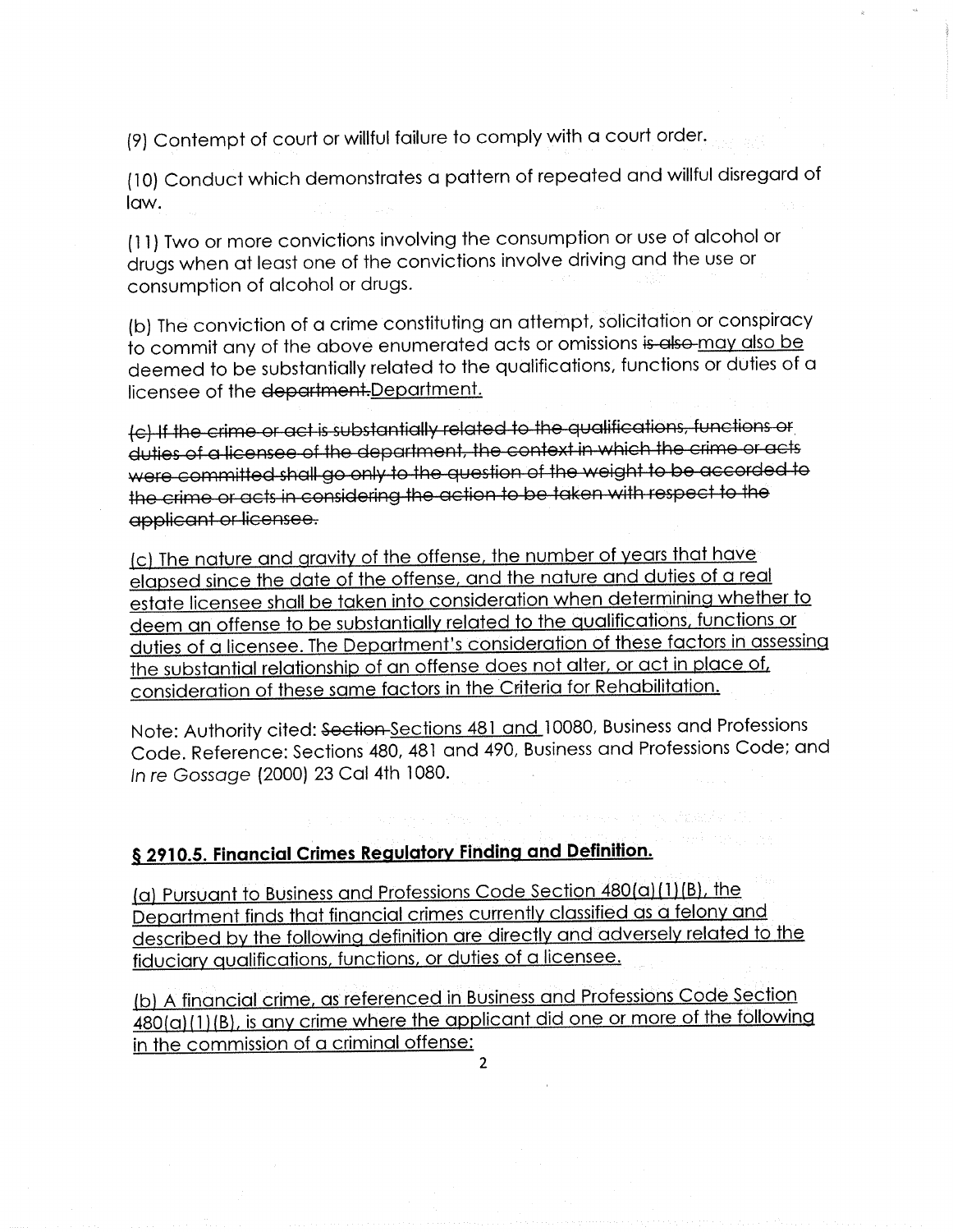(9) Contempt of court or willful failure to comply with a court order.

(10) Conduct which demonstrates a pattern of repeated and willful disregard of law.

(11) Two or more convictions involving the consumption or use of alcohol or drugs when at least one of the convictions involve driving and the use or consumption of alcohol or drugs.

(b) The conviction of a crime constituting an attempt, solicitation or conspiracy to commit any of the above enumerated acts or omissions ~~is also~~ <u>may also be</u> deemed to be substantially related to the qualifications, functions or duties of a licensee of the ~~department.~~<u>Department.</u>

~~(c) If the crime or act is substantially related to the qualifications, functions or duties of a licensee of the department, the context in which the crime or acts were committed shall go only to the question of the weight to be accorded to the crime or acts in considering the action to be taken with respect to the applicant or licensee.~~

<u>(c) The nature and gravity of the offense, the number of years that have elapsed since the date of the offense, and the nature and duties of a real estate licensee shall be taken into consideration when determining whether to deem an offense to be substantially related to the qualifications, functions or duties of a licensee. The Department's consideration of these factors in assessing the substantial relationship of an offense does not alter, or act in place of, consideration of these same factors in the Criteria for Rehabilitation.</u>

Note: Authority cited: ~~Section~~ <u>Sections 481 and</u> 10080, Business and Professions Code. Reference: Sections 480, 481 and 490, Business and Professions Code; and *In re Gossage* (2000) 23 Cal 4th 1080.

**<u>§ 2910.5. Financial Crimes Regulatory Finding and Definition.</u>**

<u>(a) Pursuant to Business and Professions Code Section 480(a)(1)(B), the Department finds that financial crimes currently classified as a felony and described by the following definition are directly and adversely related to the fiduciary qualifications, functions, or duties of a licensee.</u>

<u>(b) A financial crime, as referenced in Business and Professions Code Section 480(a)(1)(B), is any crime where the applicant did one or more of the following in the commission of a criminal offense:</u>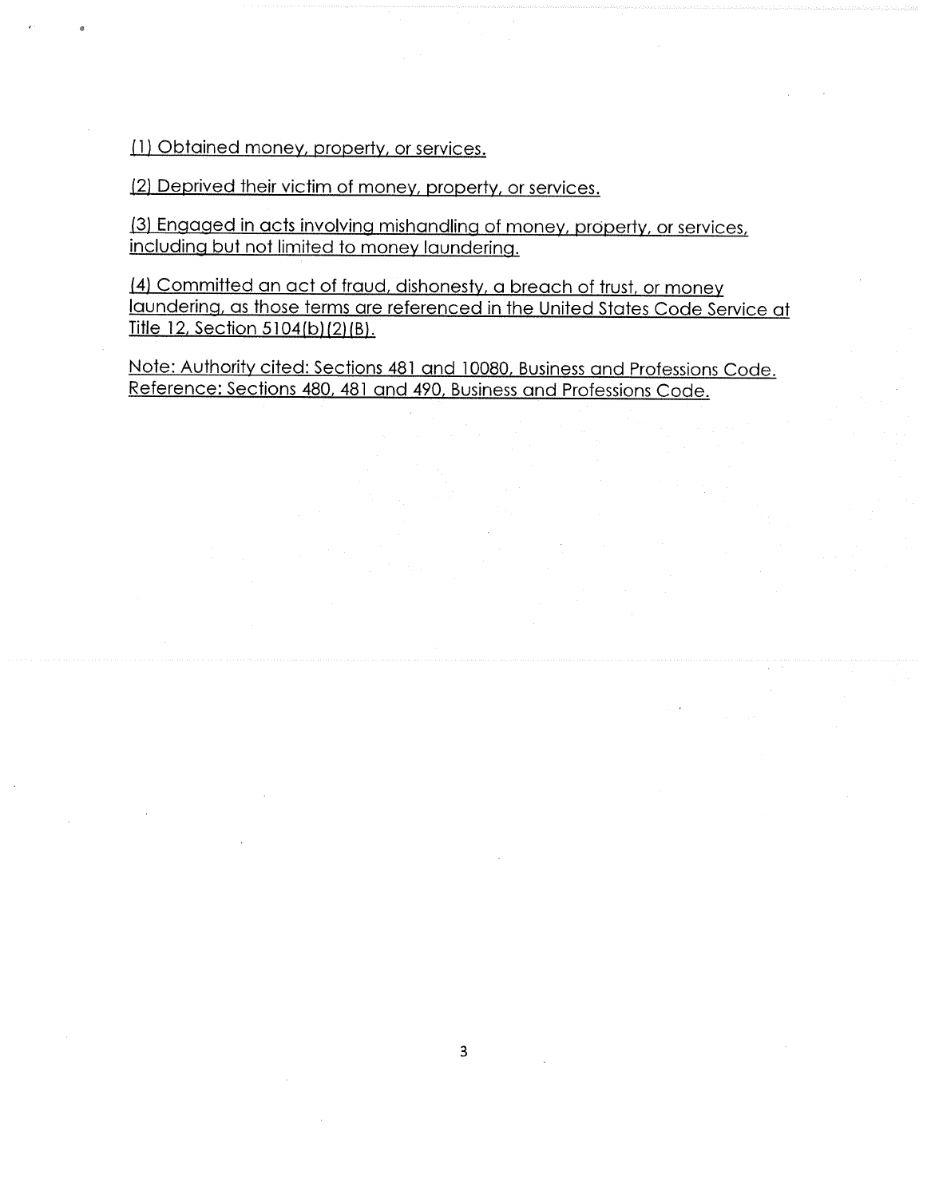(1) Obtained money, property, or services.

(2) Deprived their victim of money, property, or services.

(3) Engaged in acts involving mishandling of money, property, or services, including but not limited to money laundering.

(4) Committed an act of fraud, dishonesty, a breach of trust, or money laundering, as those terms are referenced in the United States Code Service at Title 12, Section 5104(b)(2)(B).

Note: Authority cited: Sections 481 and 10080, Business and Professions Code. Reference: Sections 480, 481 and 490, Business and Professions Code.